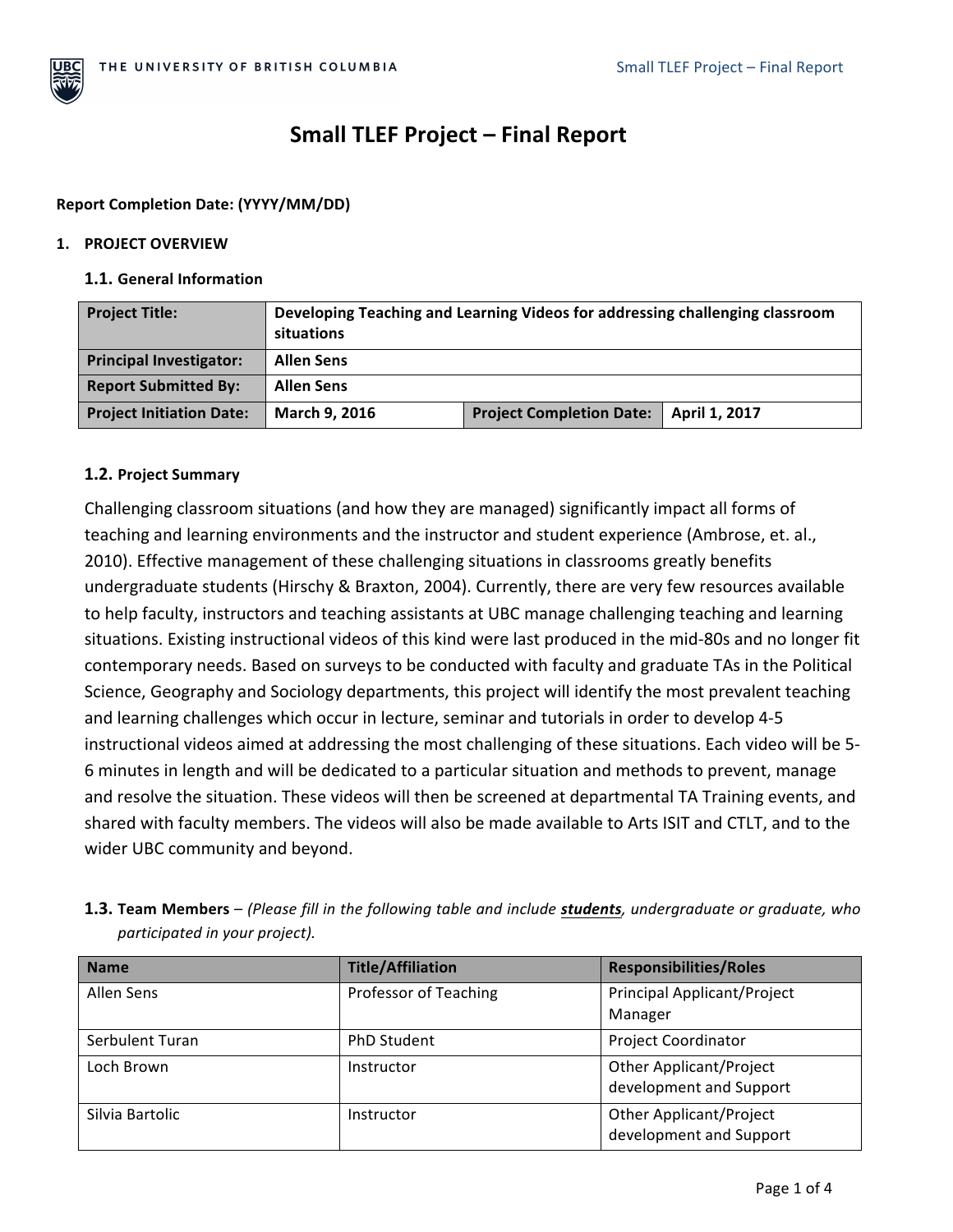# Small TLEF Project – Final Report

**Report Completion Date: (YYYY/MM/DD)**

## 1. PROJECT OVERVIEW

### 1.1. General Information

| **Project Title:** | **Developing Teaching and Learning Videos for addressing challenging classroom situations** | | |
|---|---|---|---|
| **Principal Investigator:** | **Allen Sens** | | |
| **Report Submitted By:** | **Allen Sens** | | |
| **Project Initiation Date:** | **March 9, 2016** | **Project Completion Date:** | **April 1, 2017** |

### 1.2. Project Summary

Challenging classroom situations (and how they are managed) significantly impact all forms of teaching and learning environments and the instructor and student experience (Ambrose, et. al., 2010). Effective management of these challenging situations in classrooms greatly benefits undergraduate students (Hirschy & Braxton, 2004). Currently, there are very few resources available to help faculty, instructors and teaching assistants at UBC manage challenging teaching and learning situations. Existing instructional videos of this kind were last produced in the mid-80s and no longer fit contemporary needs. Based on surveys to be conducted with faculty and graduate TAs in the Political Science, Geography and Sociology departments, this project will identify the most prevalent teaching and learning challenges which occur in lecture, seminar and tutorials in order to develop 4-5 instructional videos aimed at addressing the most challenging of these situations. Each video will be 5-6 minutes in length and will be dedicated to a particular situation and methods to prevent, manage and resolve the situation. These videos will then be screened at departmental TA Training events, and shared with faculty members. The videos will also be made available to Arts ISIT and CTLT, and to the wider UBC community and beyond.

### 1.3. Team Members – *(Please fill in the following table and include **students**, undergraduate or graduate, who participated in your project).*

| Name | Title/Affiliation | Responsibilities/Roles |
|---|---|---|
| Allen Sens | Professor of Teaching | Principal Applicant/Project Manager |
| Serbulent Turan | PhD Student | Project Coordinator |
| Loch Brown | Instructor | Other Applicant/Project development and Support |
| Silvia Bartolic | Instructor | Other Applicant/Project development and Support |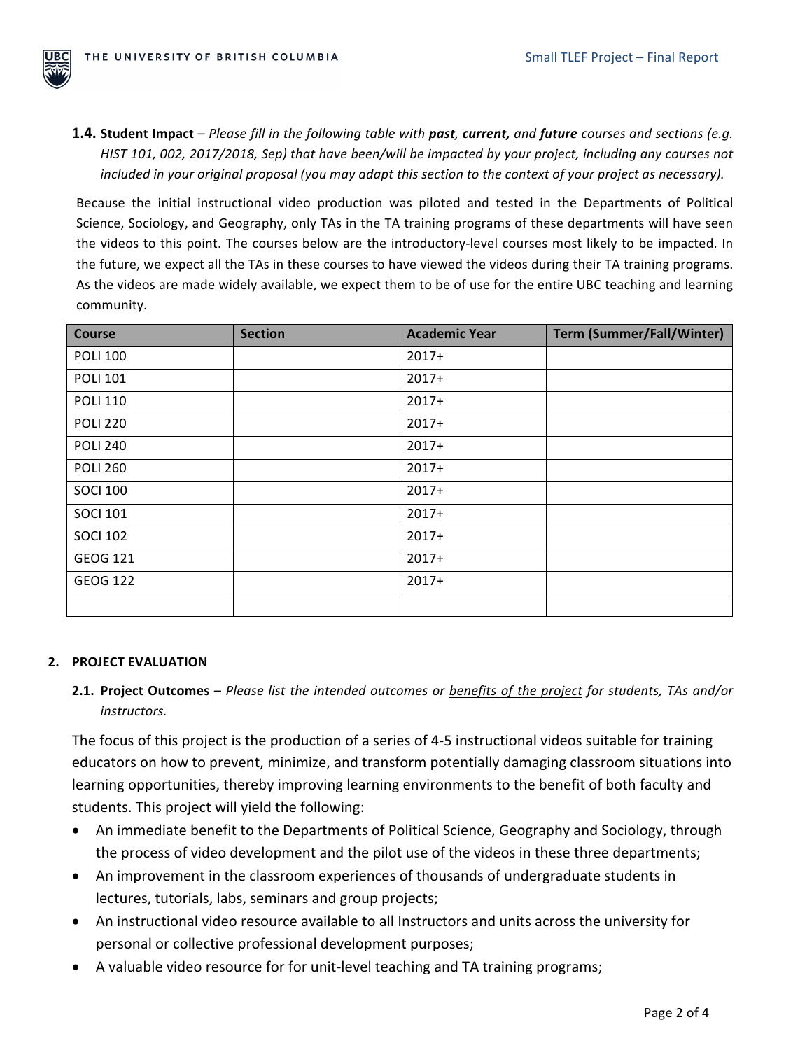**1.4. Student Impact** – *Please fill in the following table with* ***past****,* ***current,*** *and* ***future*** *courses and sections (e.g. HIST 101, 002, 2017/2018, Sep) that have been/will be impacted by your project, including any courses not included in your original proposal (you may adapt this section to the context of your project as necessary).*

Because the initial instructional video production was piloted and tested in the Departments of Political Science, Sociology, and Geography, only TAs in the TA training programs of these departments will have seen the videos to this point. The courses below are the introductory-level courses most likely to be impacted. In the future, we expect all the TAs in these courses to have viewed the videos during their TA training programs. As the videos are made widely available, we expect them to be of use for the entire UBC teaching and learning community.

| Course | Section | Academic Year | Term (Summer/Fall/Winter) |
|---|---|---|---|
| POLI 100 | | 2017+ | |
| POLI 101 | | 2017+ | |
| POLI 110 | | 2017+ | |
| POLI 220 | | 2017+ | |
| POLI 240 | | 2017+ | |
| POLI 260 | | 2017+ | |
| SOCI 100 | | 2017+ | |
| SOCI 101 | | 2017+ | |
| SOCI 102 | | 2017+ | |
| GEOG 121 | | 2017+ | |
| GEOG 122 | | 2017+ | |
| | | | |

## 2. PROJECT EVALUATION

**2.1. Project Outcomes** – *Please list the intended outcomes or benefits of the project for students, TAs and/or instructors.*

The focus of this project is the production of a series of 4-5 instructional videos suitable for training educators on how to prevent, minimize, and transform potentially damaging classroom situations into learning opportunities, thereby improving learning environments to the benefit of both faculty and students. This project will yield the following:

- An immediate benefit to the Departments of Political Science, Geography and Sociology, through the process of video development and the pilot use of the videos in these three departments;
- An improvement in the classroom experiences of thousands of undergraduate students in lectures, tutorials, labs, seminars and group projects;
- An instructional video resource available to all Instructors and units across the university for personal or collective professional development purposes;
- A valuable video resource for for unit-level teaching and TA training programs;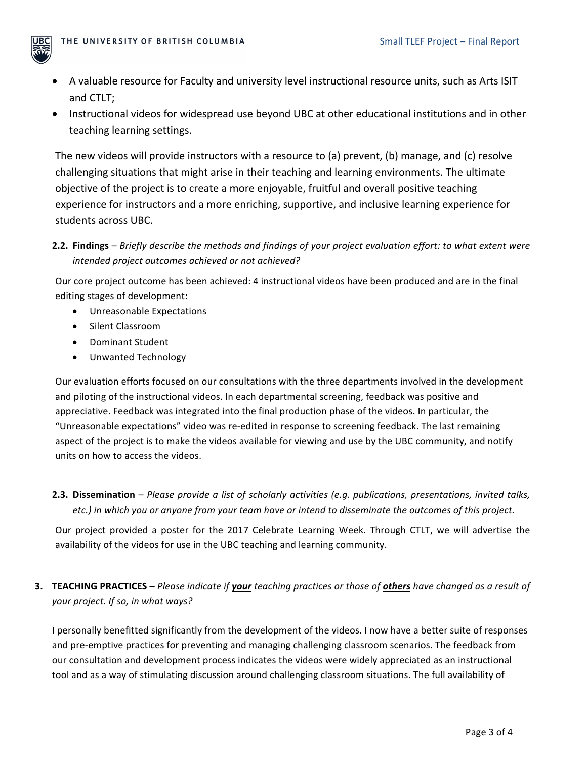- A valuable resource for Faculty and university level instructional resource units, such as Arts ISIT and CTLT;
- Instructional videos for widespread use beyond UBC at other educational institutions and in other teaching learning settings.

The new videos will provide instructors with a resource to (a) prevent, (b) manage, and (c) resolve challenging situations that might arise in their teaching and learning environments. The ultimate objective of the project is to create a more enjoyable, fruitful and overall positive teaching experience for instructors and a more enriching, supportive, and inclusive learning experience for students across UBC.

**2.2. Findings** – *Briefly describe the methods and findings of your project evaluation effort: to what extent were intended project outcomes achieved or not achieved?*

Our core project outcome has been achieved: 4 instructional videos have been produced and are in the final editing stages of development:

- Unreasonable Expectations
- Silent Classroom
- Dominant Student
- Unwanted Technology

Our evaluation efforts focused on our consultations with the three departments involved in the development and piloting of the instructional videos. In each departmental screening, feedback was positive and appreciative. Feedback was integrated into the final production phase of the videos. In particular, the "Unreasonable expectations" video was re-edited in response to screening feedback. The last remaining aspect of the project is to make the videos available for viewing and use by the UBC community, and notify units on how to access the videos.

**2.3. Dissemination** – *Please provide a list of scholarly activities (e.g. publications, presentations, invited talks, etc.) in which you or anyone from your team have or intend to disseminate the outcomes of this project.*

Our project provided a poster for the 2017 Celebrate Learning Week. Through CTLT, we will advertise the availability of the videos for use in the UBC teaching and learning community.

**3. TEACHING PRACTICES** – *Please indicate if* ***your*** *teaching practices or those of* ***others*** *have changed as a result of your project. If so, in what ways?*

I personally benefitted significantly from the development of the videos. I now have a better suite of responses and pre-emptive practices for preventing and managing challenging classroom scenarios. The feedback from our consultation and development process indicates the videos were widely appreciated as an instructional tool and as a way of stimulating discussion around challenging classroom situations. The full availability of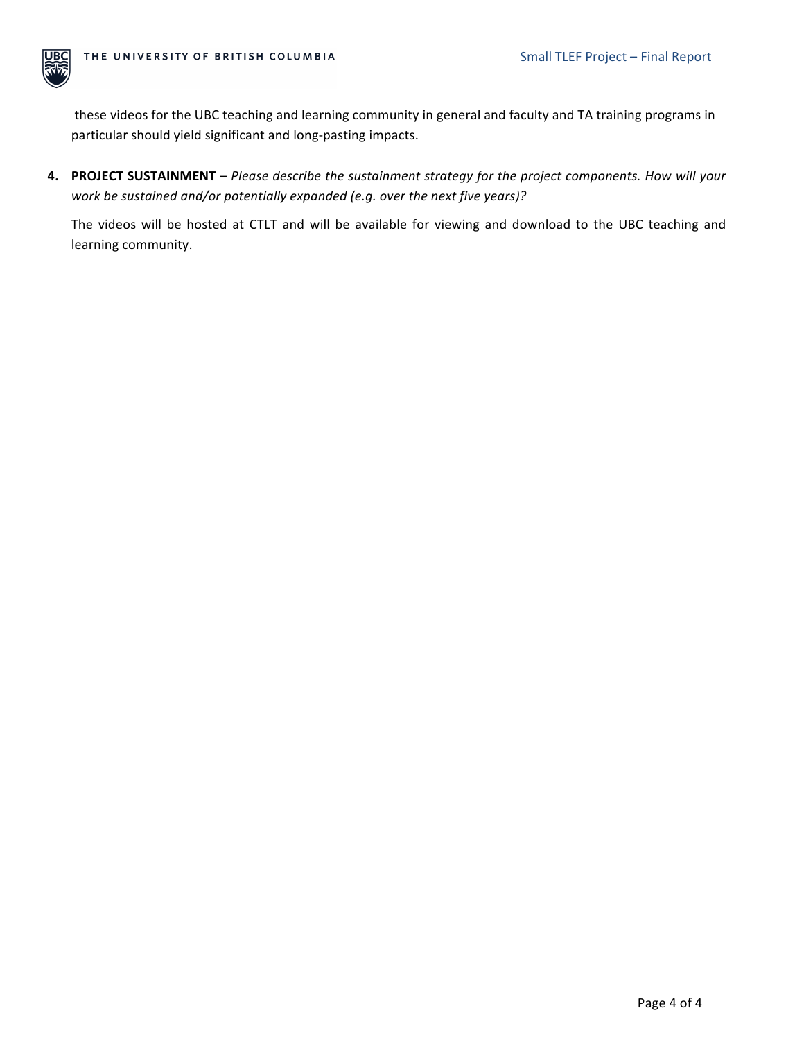these videos for the UBC teaching and learning community in general and faculty and TA training programs in particular should yield significant and long-pasting impacts.

4. **PROJECT SUSTAINMENT** – *Please describe the sustainment strategy for the project components. How will your work be sustained and/or potentially expanded (e.g. over the next five years)?*

   The videos will be hosted at CTLT and will be available for viewing and download to the UBC teaching and learning community.